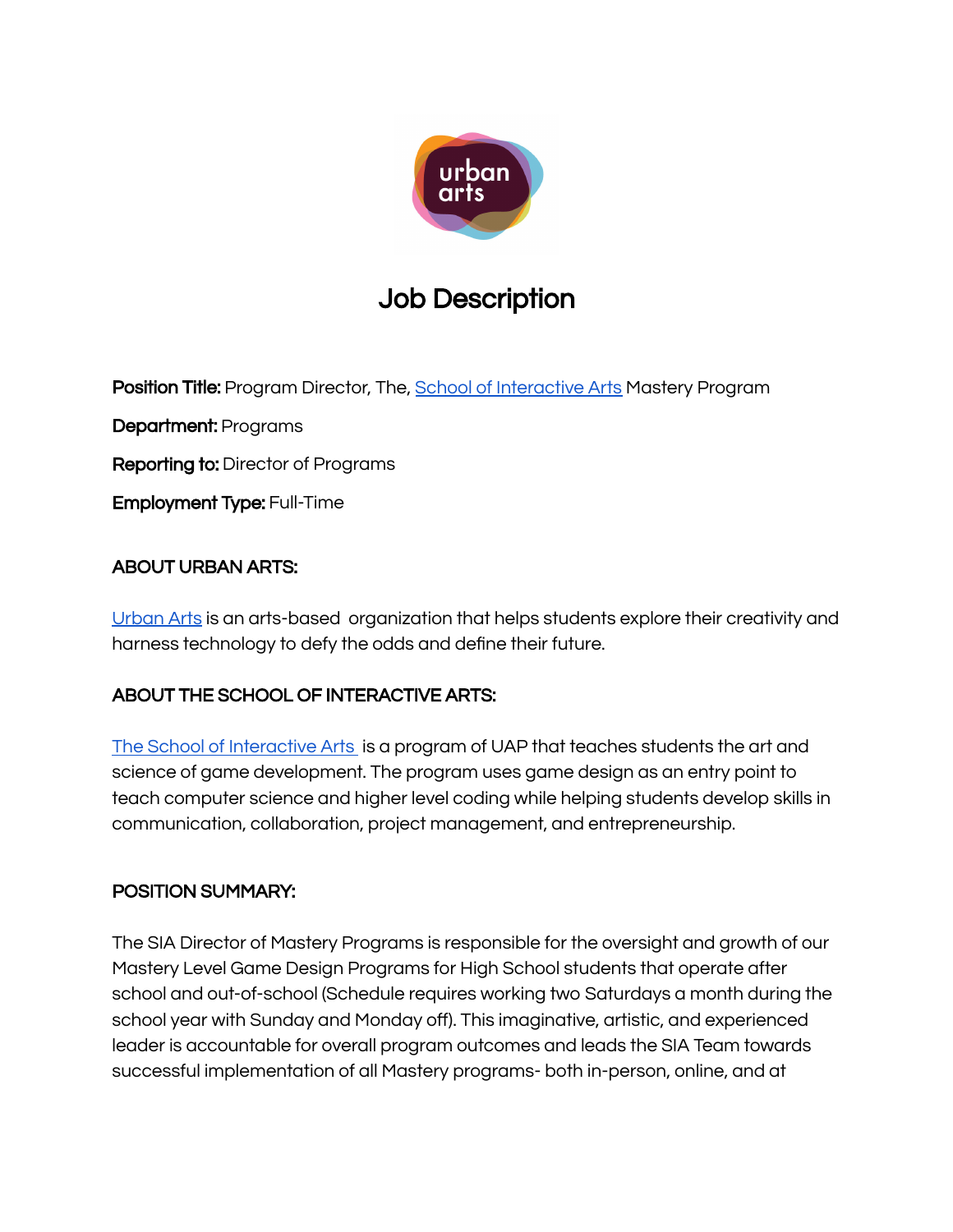# Job Description

**Position Title:** Program Director, The, [School of Interactive Arts] Mastery Program

**Department:** Programs

**Reporting to:** Director of Programs

**Employment Type:** Full-Time

**ABOUT URBAN ARTS:**

Urban Arts is an arts-based organization that helps students explore their creativity and harness technology to defy the odds and define their future.

**ABOUT THE SCHOOL OF INTERACTIVE ARTS:**

The School of Interactive Arts is a program of UAP that teaches students the art and science of game development. The program uses game design as an entry point to teach computer science and higher level coding while helping students develop skills in communication, collaboration, project management, and entrepreneurship.

**POSITION SUMMARY:**

The SIA Director of Mastery Programs is responsible for the oversight and growth of our Mastery Level Game Design Programs for High School students that operate after school and out-of-school (Schedule requires working two Saturdays a month during the school year with Sunday and Monday off). This imaginative, artistic, and experienced leader is accountable for overall program outcomes and leads the SIA Team towards successful implementation of all Mastery programs- both in-person, online, and at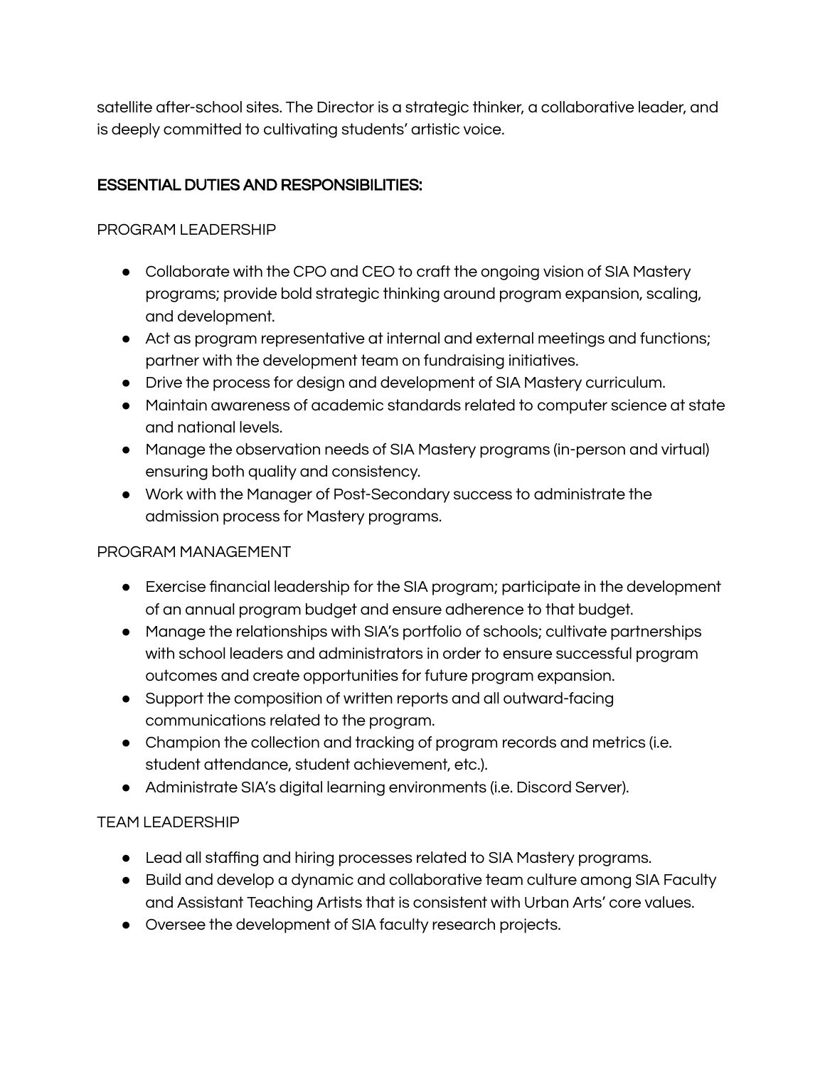satellite after-school sites. The Director is a strategic thinker, a collaborative leader, and is deeply committed to cultivating students' artistic voice.

## ESSENTIAL DUTIES AND RESPONSIBILITIES:

### PROGRAM LEADERSHIP

- Collaborate with the CPO and CEO to craft the ongoing vision of SIA Mastery programs; provide bold strategic thinking around program expansion, scaling, and development.
- Act as program representative at internal and external meetings and functions; partner with the development team on fundraising initiatives.
- Drive the process for design and development of SIA Mastery curriculum.
- Maintain awareness of academic standards related to computer science at state and national levels.
- Manage the observation needs of SIA Mastery programs (in-person and virtual) ensuring both quality and consistency.
- Work with the Manager of Post-Secondary success to administrate the admission process for Mastery programs.

### PROGRAM MANAGEMENT

- Exercise financial leadership for the SIA program; participate in the development of an annual program budget and ensure adherence to that budget.
- Manage the relationships with SIA's portfolio of schools; cultivate partnerships with school leaders and administrators in order to ensure successful program outcomes and create opportunities for future program expansion.
- Support the composition of written reports and all outward-facing communications related to the program.
- Champion the collection and tracking of program records and metrics (i.e. student attendance, student achievement, etc.).
- Administrate SIA's digital learning environments (i.e. Discord Server).

### TEAM LEADERSHIP

- Lead all staffing and hiring processes related to SIA Mastery programs.
- Build and develop a dynamic and collaborative team culture among SIA Faculty and Assistant Teaching Artists that is consistent with Urban Arts' core values.
- Oversee the development of SIA faculty research projects.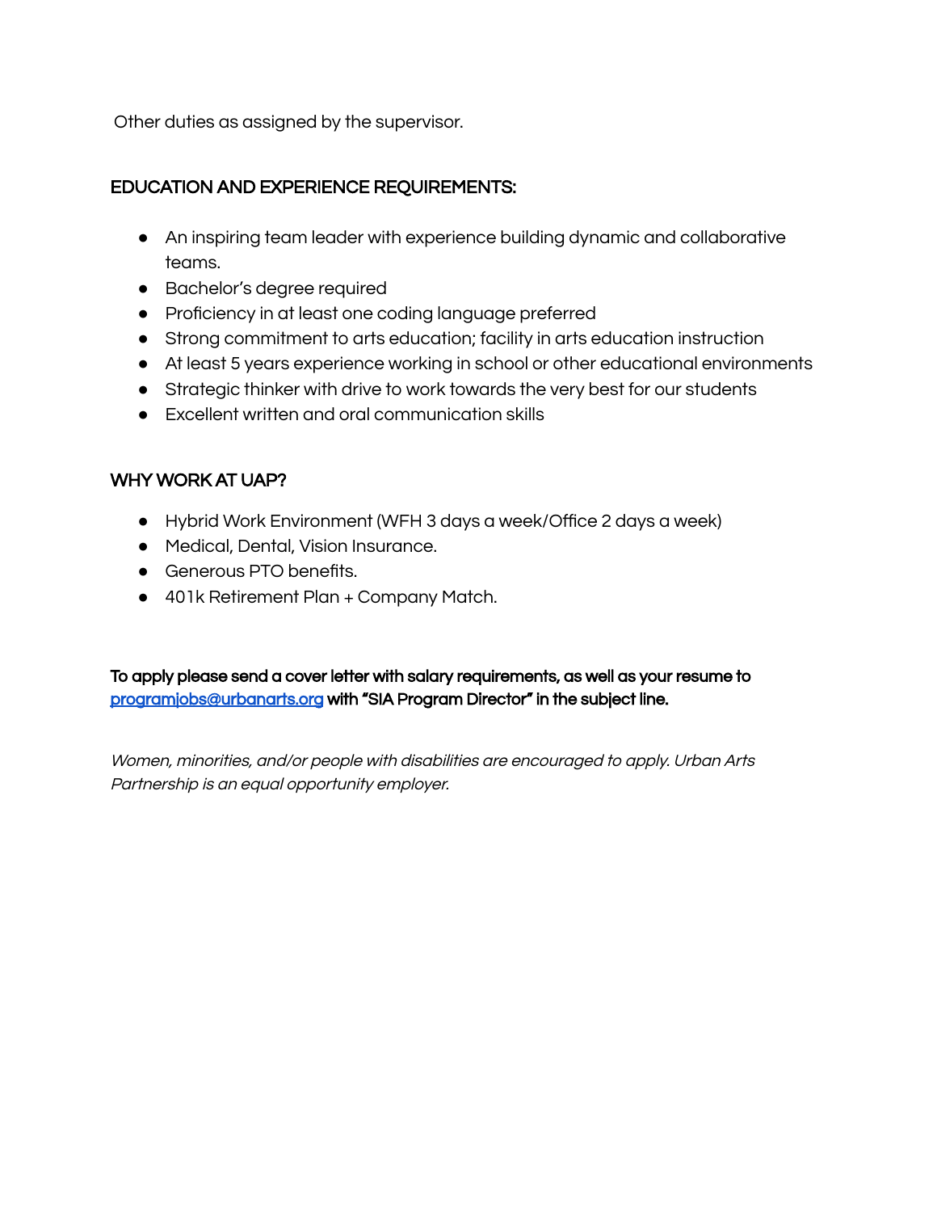Other duties as assigned by the supervisor.

## EDUCATION AND EXPERIENCE REQUIREMENTS:

- An inspiring team leader with experience building dynamic and collaborative teams.
- Bachelor's degree required
- Proficiency in at least one coding language preferred
- Strong commitment to arts education; facility in arts education instruction
- At least 5 years experience working in school or other educational environments
- Strategic thinker with drive to work towards the very best for our students
- Excellent written and oral communication skills

## WHY WORK AT UAP?

- Hybrid Work Environment (WFH 3 days a week/Office 2 days a week)
- Medical, Dental, Vision Insurance.
- Generous PTO benefits.
- 401k Retirement Plan + Company Match.

**To apply please send a cover letter with salary requirements, as well as your resume to [programjobs@urbanarts.org](mailto:programjobs@urbanarts.org) with "SIA Program Director" in the subject line.**

*Women, minorities, and/or people with disabilities are encouraged to apply. Urban Arts Partnership is an equal opportunity employer.*